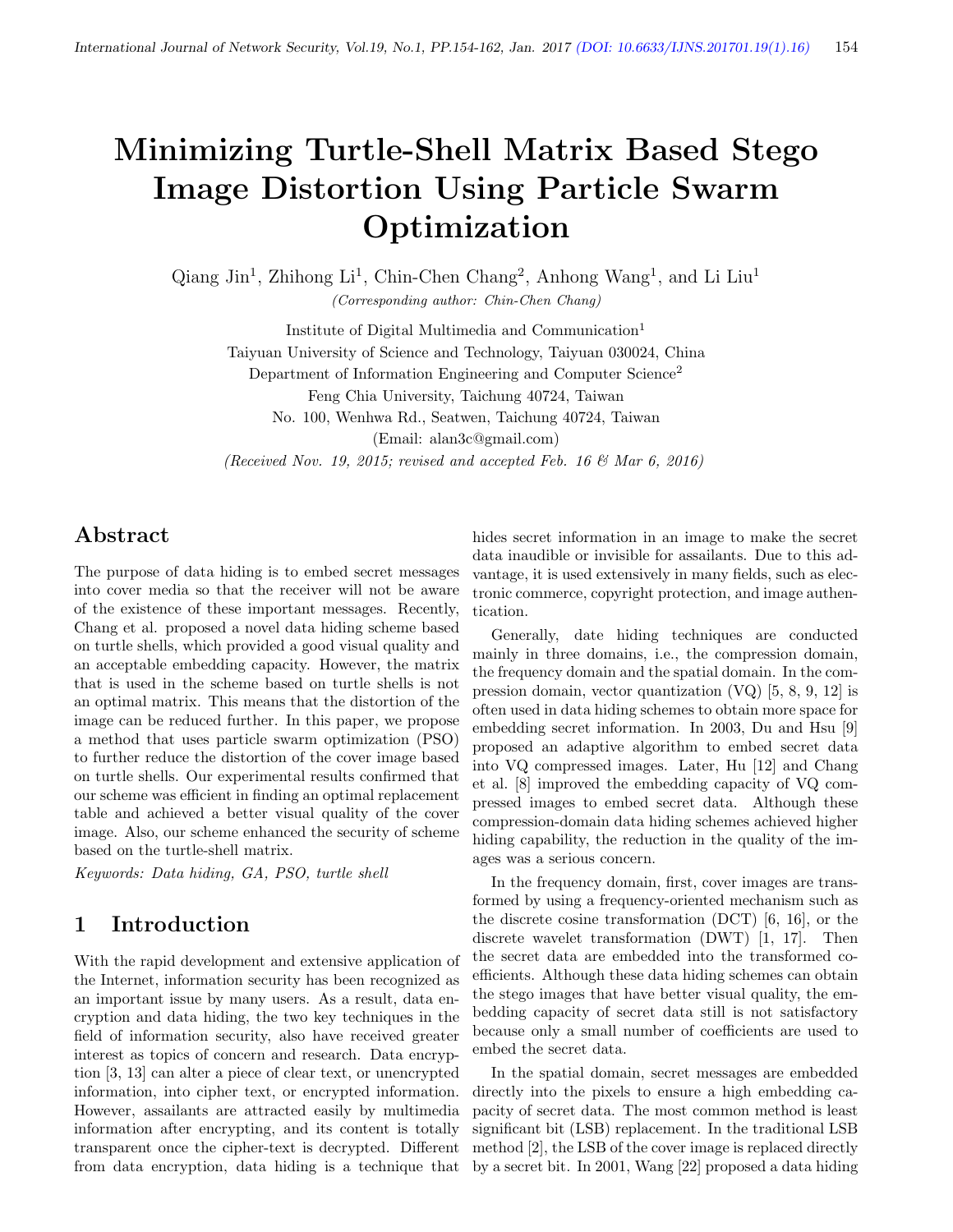# Minimizing Turtle-Shell Matrix Based Stego Image Distortion Using Particle Swarm Optimization

Qiang Jin[1], Zhihong Li[1], Chin-Chen Chang[2], Anhong Wang[1], and Li Liu[1]

*(Corresponding author: Chin-Chen Chang)*

Institute of Digital Multimedia and Communication[1]

Taiyuan University of Science and Technology, Taiyuan 030024, China

Department of Information Engineering and Computer Science[2]

Feng Chia University, Taichung 40724, Taiwan

No. 100, Wenhwa Rd., Seatwen, Taichung 40724, Taiwan

(Email: alan3c@gmail.com)

*(Received Nov. 19, 2015; revised and accepted Feb. 16 & Mar 6, 2016)*

## Abstract

The purpose of data hiding is to embed secret messages into cover media so that the receiver will not be aware of the existence of these important messages. Recently, Chang et al. proposed a novel data hiding scheme based on turtle shells, which provided a good visual quality and an acceptable embedding capacity. However, the matrix that is used in the scheme based on turtle shells is not an optimal matrix. This means that the distortion of the image can be reduced further. In this paper, we propose a method that uses particle swarm optimization (PSO) to further reduce the distortion of the cover image based on turtle shells. Our experimental results confirmed that our scheme was efficient in finding an optimal replacement table and achieved a better visual quality of the cover image. Also, our scheme enhanced the security of scheme based on the turtle-shell matrix.

*Keywords: Data hiding, GA, PSO, turtle shell*

## 1 Introduction

With the rapid development and extensive application of the Internet, information security has been recognized as an important issue by many users. As a result, data encryption and data hiding, the two key techniques in the field of information security, also have received greater interest as topics of concern and research. Data encryption [3, 13] can alter a piece of clear text, or unencrypted information, into cipher text, or encrypted information. However, assailants are attracted easily by multimedia information after encrypting, and its content is totally transparent once the cipher-text is decrypted. Different from data encryption, data hiding is a technique that hides secret information in an image to make the secret data inaudible or invisible for assailants. Due to this advantage, it is used extensively in many fields, such as electronic commerce, copyright protection, and image authentication.

Generally, date hiding techniques are conducted mainly in three domains, i.e., the compression domain, the frequency domain and the spatial domain. In the compression domain, vector quantization (VQ) [5, 8, 9, 12] is often used in data hiding schemes to obtain more space for embedding secret information. In 2003, Du and Hsu [9] proposed an adaptive algorithm to embed secret data into VQ compressed images. Later, Hu [12] and Chang et al. [8] improved the embedding capacity of VQ compressed images to embed secret data. Although these compression-domain data hiding schemes achieved higher hiding capability, the reduction in the quality of the images was a serious concern.

In the frequency domain, first, cover images are transformed by using a frequency-oriented mechanism such as the discrete cosine transformation (DCT) [6, 16], or the discrete wavelet transformation (DWT) [1, 17]. Then the secret data are embedded into the transformed coefficients. Although these data hiding schemes can obtain the stego images that have better visual quality, the embedding capacity of secret data still is not satisfactory because only a small number of coefficients are used to embed the secret data.

In the spatial domain, secret messages are embedded directly into the pixels to ensure a high embedding capacity of secret data. The most common method is least significant bit (LSB) replacement. In the traditional LSB method [2], the LSB of the cover image is replaced directly by a secret bit. In 2001, Wang [22] proposed a data hiding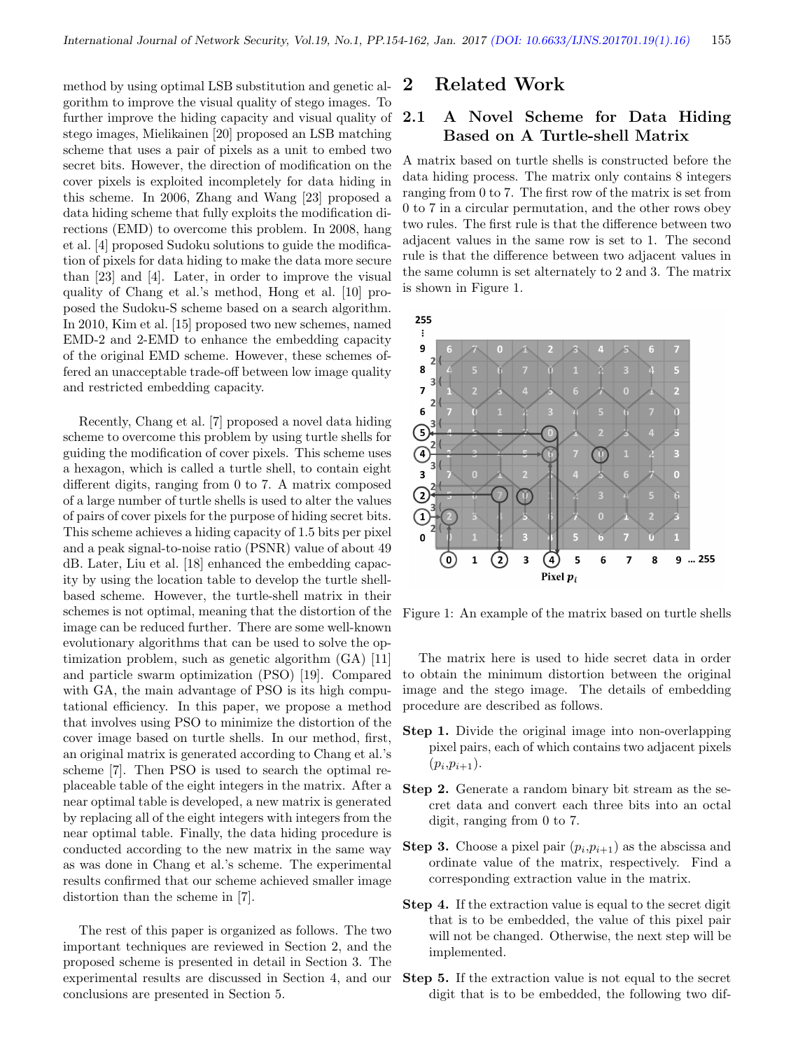method by using optimal LSB substitution and genetic algorithm to improve the visual quality of stego images. To further improve the hiding capacity and visual quality of stego images, Mielikainen [20] proposed an LSB matching scheme that uses a pair of pixels as a unit to embed two secret bits. However, the direction of modification on the cover pixels is exploited incompletely for data hiding in this scheme. In 2006, Zhang and Wang [23] proposed a data hiding scheme that fully exploits the modification directions (EMD) to overcome this problem. In 2008, hang et al. [4] proposed Sudoku solutions to guide the modification of pixels for data hiding to make the data more secure than [23] and [4]. Later, in order to improve the visual quality of Chang et al.'s method, Hong et al. [10] proposed the Sudoku-S scheme based on a search algorithm. In 2010, Kim et al. [15] proposed two new schemes, named EMD-2 and 2-EMD to enhance the embedding capacity of the original EMD scheme. However, these schemes offered an unacceptable trade-off between low image quality and restricted embedding capacity.

Recently, Chang et al. [7] proposed a novel data hiding scheme to overcome this problem by using turtle shells for guiding the modification of cover pixels. This scheme uses a hexagon, which is called a turtle shell, to contain eight different digits, ranging from 0 to 7. A matrix composed of a large number of turtle shells is used to alter the values of pairs of cover pixels for the purpose of hiding secret bits. This scheme achieves a hiding capacity of 1.5 bits per pixel and a peak signal-to-noise ratio (PSNR) value of about 49 dB. Later, Liu et al. [18] enhanced the embedding capacity by using the location table to develop the turtle shell-based scheme. However, the turtle-shell matrix in their schemes is not optimal, meaning that the distortion of the image can be reduced further. There are some well-known evolutionary algorithms that can be used to solve the optimization problem, such as genetic algorithm (GA) [11] and particle swarm optimization (PSO) [19]. Compared with GA, the main advantage of PSO is its high computational efficiency. In this paper, we propose a method that involves using PSO to minimize the distortion of the cover image based on turtle shells. In our method, first, an original matrix is generated according to Chang et al.'s scheme [7]. Then PSO is used to search the optimal replaceable table of the eight integers in the matrix. After a near optimal table is developed, a new matrix is generated by replacing all of the eight integers with integers from the near optimal table. Finally, the data hiding procedure is conducted according to the new matrix in the same way as was done in Chang et al.'s scheme. The experimental results confirmed that our scheme achieved smaller image distortion than the scheme in [7].

The rest of this paper is organized as follows. The two important techniques are reviewed in Section 2, and the proposed scheme is presented in detail in Section 3. The experimental results are discussed in Section 4, and our conclusions are presented in Section 5.

## 2 Related Work

### 2.1 A Novel Scheme for Data Hiding Based on A Turtle-shell Matrix

A matrix based on turtle shells is constructed before the data hiding process. The matrix only contains 8 integers ranging from 0 to 7. The first row of the matrix is set from 0 to 7 in a circular permutation, and the other rows obey two rules. The first rule is that the difference between two adjacent values in the same row is set to 1. The second rule is that the difference between two adjacent values in the same column is set alternately to 2 and 3. The matrix is shown in Figure 1.

Figure 1: An example of the matrix based on turtle shells

The matrix here is used to hide secret data in order to obtain the minimum distortion between the original image and the stego image. The details of embedding procedure are described as follows.

**Step 1.** Divide the original image into non-overlapping pixel pairs, each of which contains two adjacent pixels $(p_i, p_{i+1})$.

**Step 2.** Generate a random binary bit stream as the secret data and convert each three bits into an octal digit, ranging from 0 to 7.

**Step 3.** Choose a pixel pair $(p_i, p_{i+1})$ as the abscissa and ordinate value of the matrix, respectively. Find a corresponding extraction value in the matrix.

**Step 4.** If the extraction value is equal to the secret digit that is to be embedded, the value of this pixel pair will not be changed. Otherwise, the next step will be implemented.

**Step 5.** If the extraction value is not equal to the secret digit that is to be embedded, the following two dif-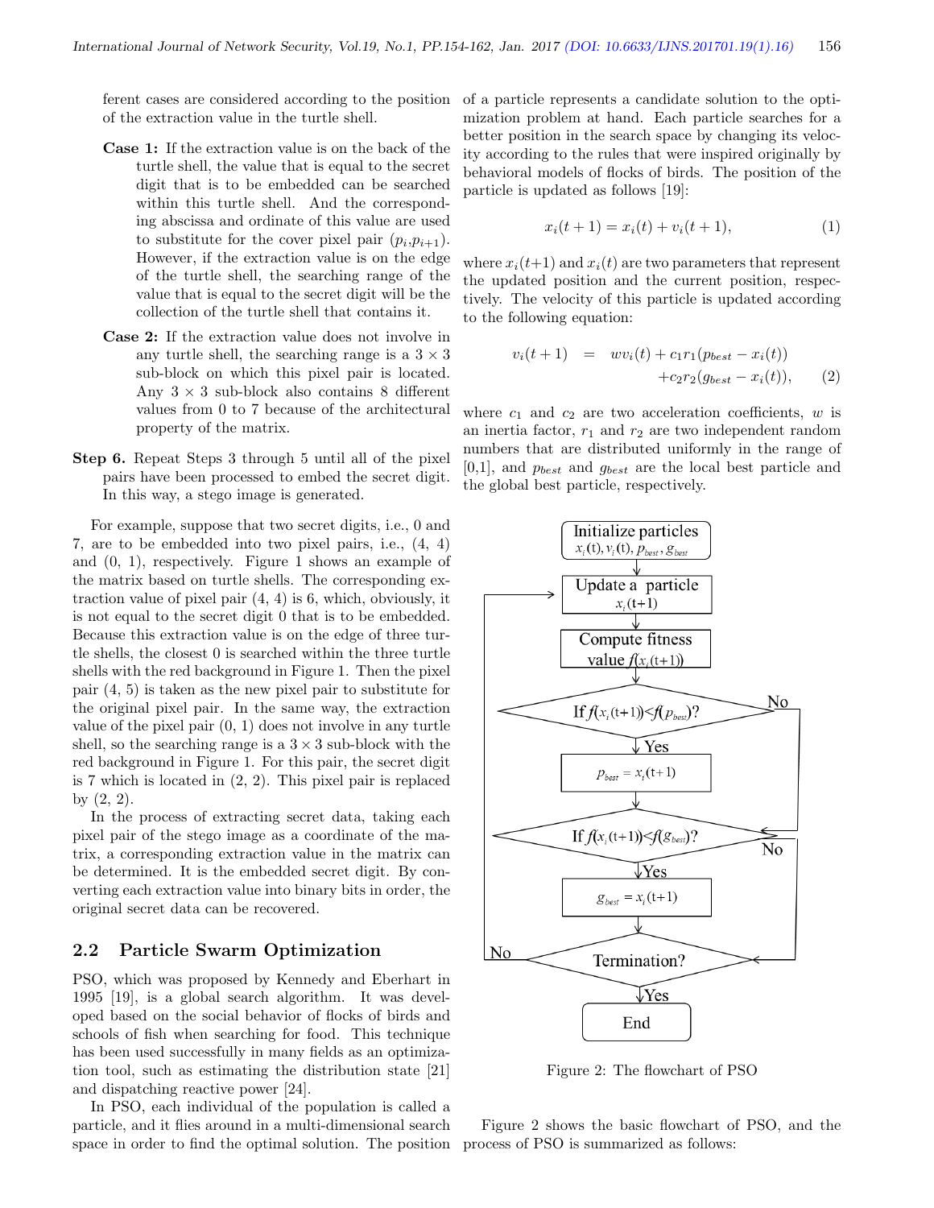ferent cases are considered according to the position of the extraction value in the turtle shell.

**Case 1:** If the extraction value is on the back of the turtle shell, the value that is equal to the secret digit that is to be embedded can be searched within this turtle shell. And the corresponding abscissa and ordinate of this value are used to substitute for the cover pixel pair ($p_i$,$p_{i+1}$). However, if the extraction value is on the edge of the turtle shell, the searching range of the value that is equal to the secret digit will be the collection of the turtle shell that contains it.

**Case 2:** If the extraction value does not involve in any turtle shell, the searching range is a $3 \times 3$ sub-block on which this pixel pair is located. Any $3 \times 3$ sub-block also contains 8 different values from 0 to 7 because of the architectural property of the matrix.

**Step 6.** Repeat Steps 3 through 5 until all of the pixel pairs have been processed to embed the secret digit. In this way, a stego image is generated.

For example, suppose that two secret digits, i.e., 0 and 7, are to be embedded into two pixel pairs, i.e., (4, 4) and (0, 1), respectively. Figure 1 shows an example of the matrix based on turtle shells. The corresponding extraction value of pixel pair (4, 4) is 6, which, obviously, it is not equal to the secret digit 0 that is to be embedded. Because this extraction value is on the edge of three turtle shells, the closest 0 is searched within the three turtle shells with the red background in Figure 1. Then the pixel pair (4, 5) is taken as the new pixel pair to substitute for the original pixel pair. In the same way, the extraction value of the pixel pair (0, 1) does not involve in any turtle shell, so the searching range is a $3 \times 3$ sub-block with the red background in Figure 1. For this pair, the secret digit is 7 which is located in (2, 2). This pixel pair is replaced by (2, 2).

In the process of extracting secret data, taking each pixel pair of the stego image as a coordinate of the matrix, a corresponding extraction value in the matrix can be determined. It is the embedded secret digit. By converting each extraction value into binary bits in order, the original secret data can be recovered.

## 2.2 Particle Swarm Optimization

PSO, which was proposed by Kennedy and Eberhart in 1995 [19], is a global search algorithm. It was developed based on the social behavior of flocks of birds and schools of fish when searching for food. This technique has been used successfully in many fields as an optimization tool, such as estimating the distribution state [21] and dispatching reactive power [24].

In PSO, each individual of the population is called a particle, and it flies around in a multi-dimensional search space in order to find the optimal solution. The position of a particle represents a candidate solution to the optimization problem at hand. Each particle searches for a better position in the search space by changing its velocity according to the rules that were inspired originally by behavioral models of flocks of birds. The position of the particle is updated as follows [19]:

$$x_i(t+1) = x_i(t) + v_i(t+1), \tag{1}$$

where $x_i(t+1)$ and $x_i(t)$ are two parameters that represent the updated position and the current position, respectively. The velocity of this particle is updated according to the following equation:

$$\begin{aligned} v_i(t+1) &= wv_i(t) + c_1 r_1 (p_{best} - x_i(t)) \\ &\quad + c_2 r_2 (g_{best} - x_i(t)), \end{aligned} \tag{2}$$

where $c_1$ and $c_2$ are two acceleration coefficients, $w$ is an inertia factor, $r_1$ and $r_2$ are two independent random numbers that are distributed uniformly in the range of [0,1], and $p_{best}$ and $g_{best}$ are the local best particle and the global best particle, respectively.

```
Initialize particles x_i(t), v_i(t), p_best, g_best
        ↓
Update a particle x_i(t+1)   ←──────────────────────┐
        ↓                                           │
Compute fitness value f(x_i(t+1))                   │
        ↓                                           │
If f(x_i(t+1)) < f(p_best)? ── No ──┐               │
        ↓ Yes                       │               │
p_best = x_i(t+1)                   │               │
        ↓                           │               │
If f(x_i(t+1)) < f(g_best)? ←───────┘               │
        │ ── No ──┐                                 │
        ↓ Yes     │                                 │
g_best = x_i(t+1) │                                 │
        ↓         │                                 │
Termination? ←────┘ ── No ──────────────────────────┘
        ↓ Yes
       End
```

Figure 2: The flowchart of PSO

Figure 2 shows the basic flowchart of PSO, and the process of PSO is summarized as follows: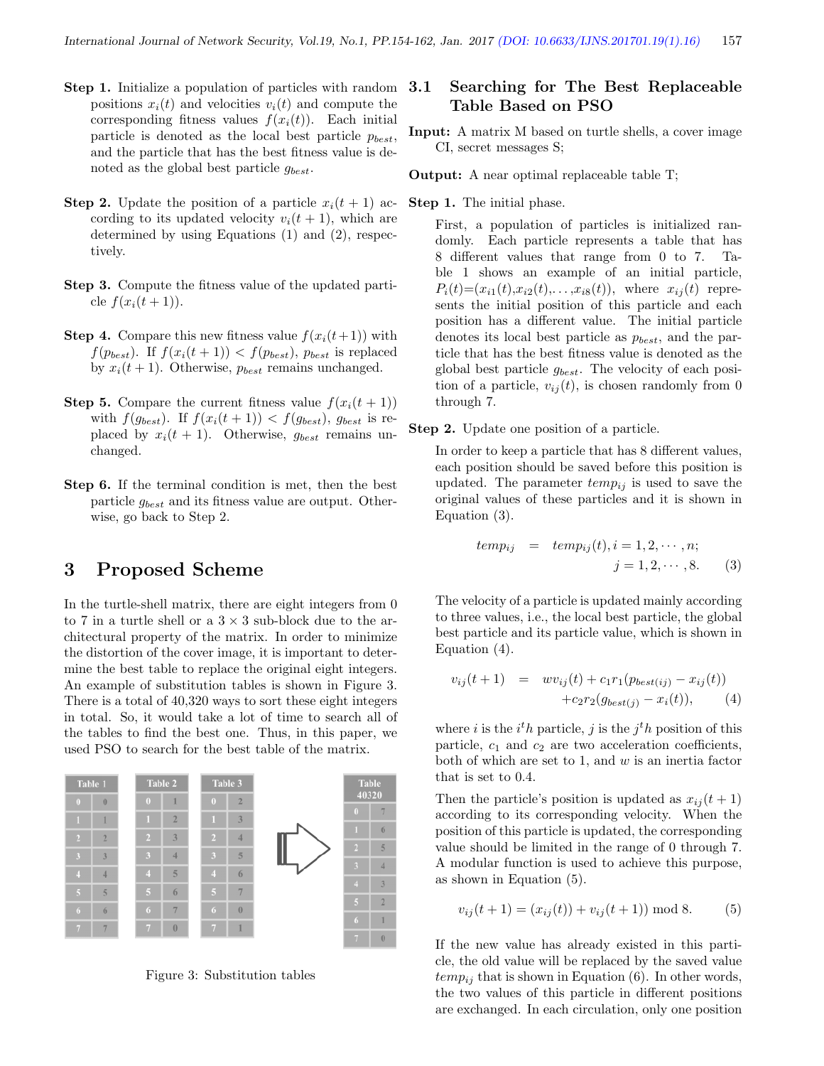**Step 1.** Initialize a population of particles with random positions $x_i(t)$ and velocities $v_i(t)$ and compute the corresponding fitness values $f(x_i(t))$. Each initial particle is denoted as the local best particle $p_{best}$, and the particle that has the best fitness value is denoted as the global best particle $g_{best}$.

**Step 2.** Update the position of a particle $x_i(t+1)$ according to its updated velocity $v_i(t+1)$, which are determined by using Equations (1) and (2), respectively.

**Step 3.** Compute the fitness value of the updated particle $f(x_i(t+1))$.

**Step 4.** Compare this new fitness value $f(x_i(t+1))$ with $f(p_{best})$. If $f(x_i(t+1)) < f(p_{best})$, $p_{best}$ is replaced by $x_i(t+1)$. Otherwise, $p_{best}$ remains unchanged.

**Step 5.** Compare the current fitness value $f(x_i(t+1))$ with $f(g_{best})$. If $f(x_i(t+1)) < f(g_{best})$, $g_{best}$ is replaced by $x_i(t+1)$. Otherwise, $g_{best}$ remains unchanged.

**Step 6.** If the terminal condition is met, then the best particle $g_{best}$ and its fitness value are output. Otherwise, go back to Step 2.

# 3 Proposed Scheme

In the turtle-shell matrix, there are eight integers from 0 to 7 in a turtle shell or a 3 × 3 sub-block due to the architectural property of the matrix. In order to minimize the distortion of the cover image, it is important to determine the best table to replace the original eight integers. An example of substitution tables is shown in Figure 3. There is a total of 40,320 ways to sort these eight integers in total. So, it would take a lot of time to search all of the tables to find the best one. Thus, in this paper, we used PSO to search for the best table of the matrix.

| Table 1 | |
|---|---|
| 0 | 0 |
| 1 | 1 |
| 2 | 2 |
| 3 | 3 |
| 4 | 4 |
| 5 | 5 |
| 6 | 6 |
| 7 | 7 |

| Table 2 | |
|---|---|
| 0 | 1 |
| 1 | 2 |
| 2 | 3 |
| 3 | 4 |
| 4 | 5 |
| 5 | 6 |
| 6 | 7 |
| 7 | 0 |

| Table 3 | |
|---|---|
| 0 | 2 |
| 1 | 3 |
| 2 | 4 |
| 3 | 5 |
| 4 | 6 |
| 5 | 7 |
| 6 | 0 |
| 7 | 1 |

| Table 40320 | |
|---|---|
| 0 | 7 |
| 1 | 6 |
| 2 | 5 |
| 3 | 4 |
| 4 | 3 |
| 5 | 2 |
| 6 | 1 |
| 7 | 0 |

Figure 3: Substitution tables

## 3.1 Searching for The Best Replaceable Table Based on PSO

**Input:** A matrix M based on turtle shells, a cover image CI, secret messages S;

**Output:** A near optimal replaceable table T;

**Step 1.** The initial phase.

First, a population of particles is initialized randomly. Each particle represents a table that has 8 different values that range from 0 to 7. Table 1 shows an example of an initial particle, $P_i(t)=(x_{i1}(t), x_{i2}(t), \ldots, x_{i8}(t))$, where $x_{ij}(t)$ represents the initial position of this particle and each position has a different value. The initial particle denotes its local best particle as $p_{best}$, and the particle that has the best fitness value is denoted as the global best particle $g_{best}$. The velocity of each position of a particle, $v_{ij}(t)$, is chosen randomly from 0 through 7.

**Step 2.** Update one position of a particle.

In order to keep a particle that has 8 different values, each position should be saved before this position is updated. The parameter $temp_{ij}$ is used to save the original values of these particles and it is shown in Equation (3).

$$temp_{ij} = temp_{ij}(t), i = 1, 2, \cdots, n; \quad j = 1, 2, \cdots, 8. \tag{3}$$

The velocity of a particle is updated mainly according to three values, i.e., the local best particle, the global best particle and its particle value, which is shown in Equation (4).

$$v_{ij}(t+1) = wv_{ij}(t) + c_1 r_1 (p_{best(ij)} - x_{ij}(t)) + c_2 r_2 (g_{best(j)} - x_i(t)), \tag{4}$$

where $i$ is the $i^th$ particle, $j$ is the $j^th$ position of this particle, $c_1$ and $c_2$ are two acceleration coefficients, both of which are set to 1, and $w$ is an inertia factor that is set to 0.4.

Then the particle's position is updated as $x_{ij}(t+1)$ according to its corresponding velocity. When the position of this particle is updated, the corresponding value should be limited in the range of 0 through 7. A modular function is used to achieve this purpose, as shown in Equation (5).

$$v_{ij}(t+1) = (x_{ij}(t)) + v_{ij}(t+1)) \bmod 8. \tag{5}$$

If the new value has already existed in this particle, the old value will be replaced by the saved value $temp_{ij}$ that is shown in Equation (6). In other words, the two values of this particle in different positions are exchanged. In each circulation, only one position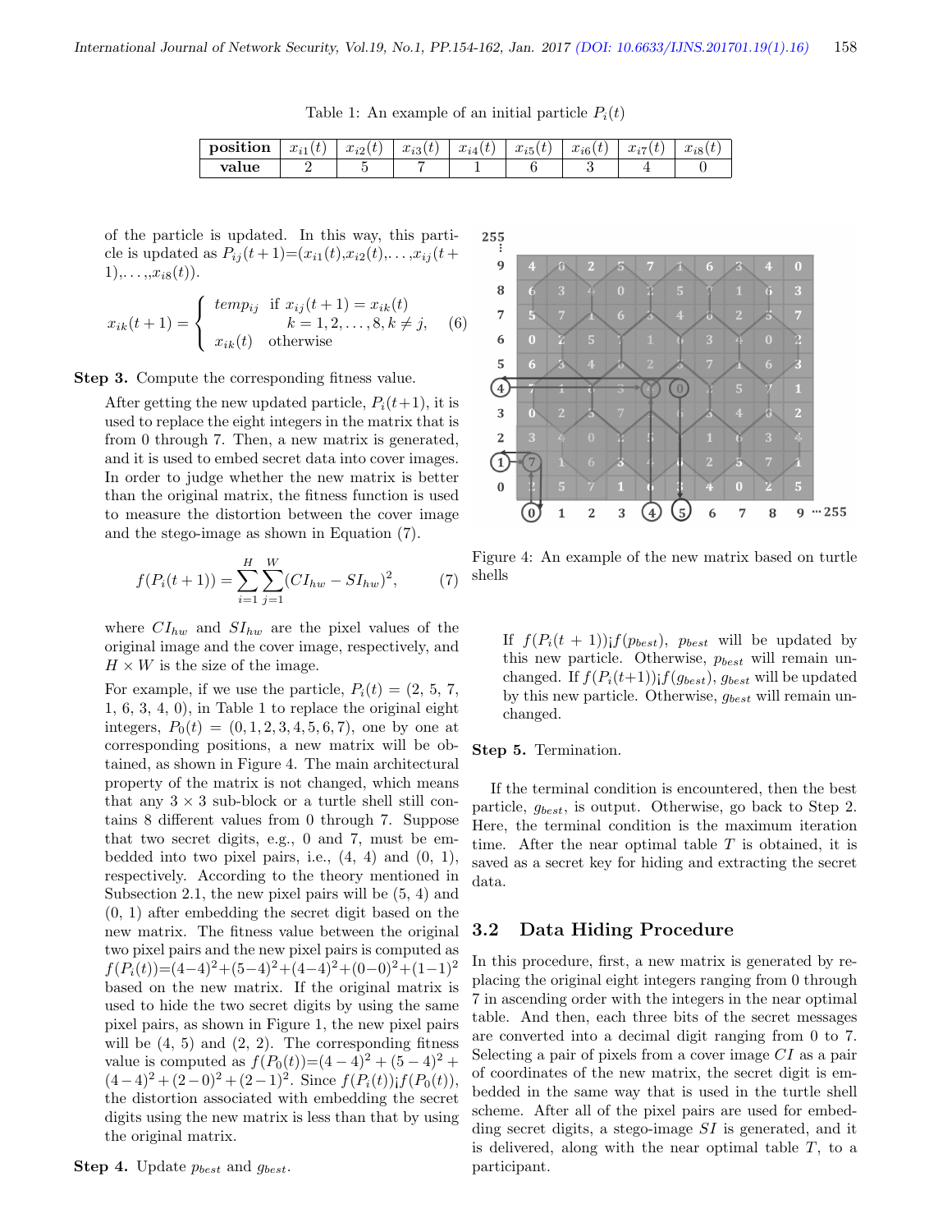Table 1: An example of an initial particle $P_i(t)$

| **position** | $x_{i1}(t)$ | $x_{i2}(t)$ | $x_{i3}(t)$ | $x_{i4}(t)$ | $x_{i5}(t)$ | $x_{i6}(t)$ | $x_{i7}(t)$ | $x_{i8}(t)$ |
|---|---|---|---|---|---|---|---|---|
| **value** | 2 | 5 | 7 | 1 | 6 | 3 | 4 | 0 |

of the particle is updated. In this way, this particle is updated as $P_{ij}(t+1)=(x_{i1}(t),x_{i2}(t),\ldots,x_{ij}(t+1),\ldots,x_{i8}(t))$.

$$x_{ik}(t+1) = \begin{cases} temp_{ij} & \text{if } x_{ij}(t+1) = x_{ik}(t) \\ & \quad k = 1,2,\ldots,8, k \neq j, \\ x_{ik}(t) & \text{otherwise} \end{cases} \quad (6)$$

**Step 3.** Compute the corresponding fitness value.

After getting the new updated particle, $P_i(t+1)$, it is used to replace the eight integers in the matrix that is from 0 through 7. Then, a new matrix is generated, and it is used to embed secret data into cover images. In order to judge whether the new matrix is better than the original matrix, the fitness function is used to measure the distortion between the cover image and the stego-image as shown in Equation (7).

$$f(P_i(t+1)) = \sum_{i=1}^{H}\sum_{j=1}^{W}(CI_{hw} - SI_{hw})^2, \quad (7)$$

where $CI_{hw}$ and $SI_{hw}$ are the pixel values of the original image and the cover image, respectively, and $H \times W$ is the size of the image.

For example, if we use the particle, $P_i(t) = (2, 5, 7, 1, 6, 3, 4, 0)$, in Table 1 to replace the original eight integers, $P_0(t) = (0, 1, 2, 3, 4, 5, 6, 7)$, one by one at corresponding positions, a new matrix will be obtained, as shown in Figure 4. The main architectural property of the matrix is not changed, which means that any $3 \times 3$ sub-block or a turtle shell still contains 8 different values from 0 through 7. Suppose that two secret digits, e.g., 0 and 7, must be embedded into two pixel pairs, i.e., (4, 4) and (0, 1), respectively. According to the theory mentioned in Subsection 2.1, the new pixel pairs will be (5, 4) and (0, 1) after embedding the secret digit based on the new matrix. The fitness value between the original two pixel pairs and the new pixel pairs is computed as $f(P_i(t))=(4-4)^2+(5-4)^2+(4-4)^2+(0-0)^2+(1-1)^2$ based on the new matrix. If the original matrix is used to hide the two secret digits by using the same pixel pairs, as shown in Figure 1, the new pixel pairs will be (4, 5) and (2, 2). The corresponding fitness value is computed as $f(P_0(t))=(4-4)^2 + (5-4)^2 + (4-4)^2 + (2-0)^2 + (2-1)^2$. Since $f(P_i(t))$¡$f(P_0(t))$, the distortion associated with embedding the secret digits using the new matrix is less than that by using the original matrix.

**Step 4.** Update $p_{best}$ and $g_{best}$.

Figure 4: An example of the new matrix based on turtle shells

If $f(P_i(t+1))$¡$f(p_{best})$, $p_{best}$ will be updated by this new particle. Otherwise, $p_{best}$ will remain unchanged. If $f(P_i(t+1))$¡$f(g_{best})$, $g_{best}$ will be updated by this new particle. Otherwise, $g_{best}$ will remain unchanged.

**Step 5.** Termination.

If the terminal condition is encountered, then the best particle, $g_{best}$, is output. Otherwise, go back to Step 2. Here, the terminal condition is the maximum iteration time. After the near optimal table $T$ is obtained, it is saved as a secret key for hiding and extracting the secret data.

## 3.2 Data Hiding Procedure

In this procedure, first, a new matrix is generated by replacing the original eight integers ranging from 0 through 7 in ascending order with the integers in the near optimal table. And then, each three bits of the secret messages are converted into a decimal digit ranging from 0 to 7. Selecting a pair of pixels from a cover image $CI$ as a pair of coordinates of the new matrix, the secret digit is embedded in the same way that is used in the turtle shell scheme. After all of the pixel pairs are used for embedding secret digits, a stego-image $SI$ is generated, and it is delivered, along with the near optimal table $T$, to a participant.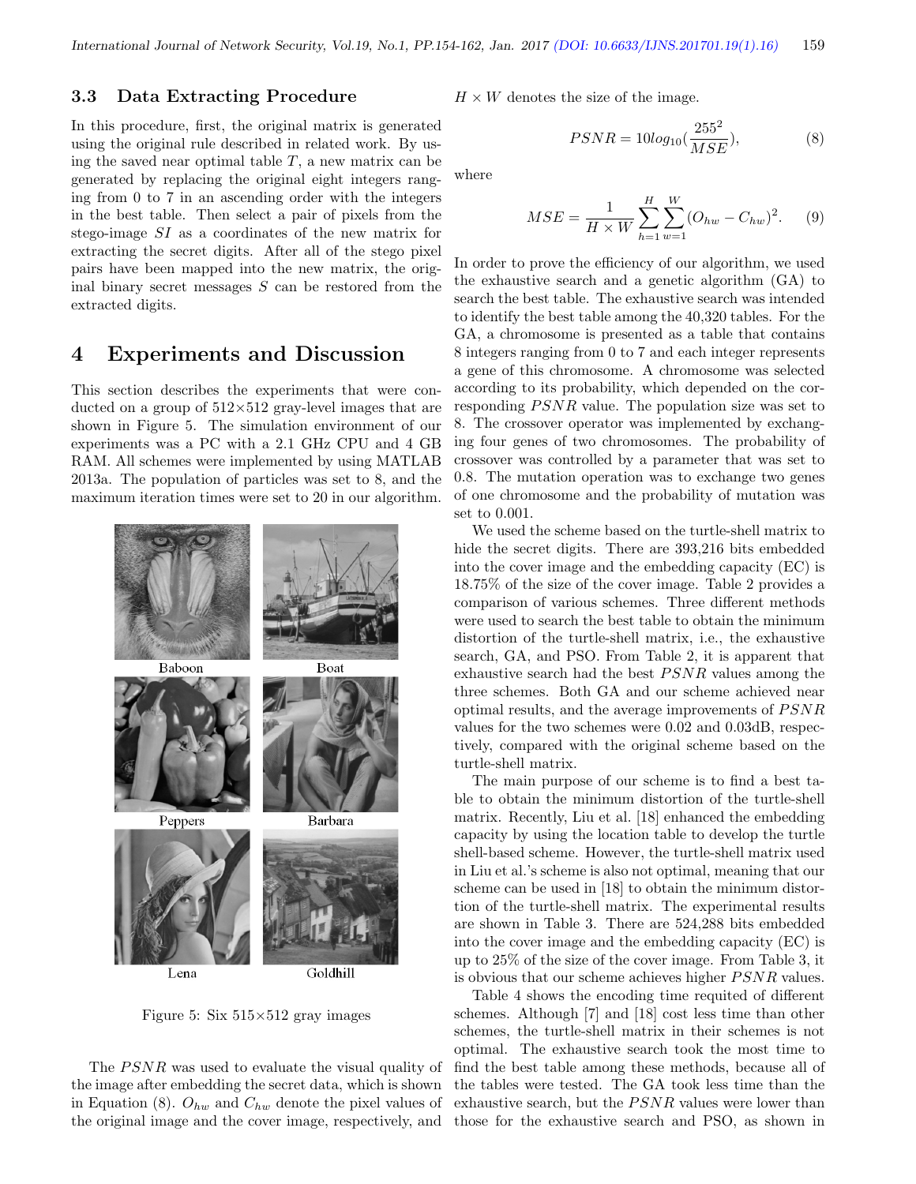### 3.3 Data Extracting Procedure

In this procedure, first, the original matrix is generated using the original rule described in related work. By using the saved near optimal table $T$, a new matrix can be generated by replacing the original eight integers ranging from 0 to 7 in an ascending order with the integers in the best table. Then select a pair of pixels from the stego-image $SI$ as a coordinates of the new matrix for extracting the secret digits. After all of the stego pixel pairs have been mapped into the new matrix, the original binary secret messages $S$ can be restored from the extracted digits.

## 4 Experiments and Discussion

This section describes the experiments that were conducted on a group of 512×512 gray-level images that are shown in Figure 5. The simulation environment of our experiments was a PC with a 2.1 GHz CPU and 4 GB RAM. All schemes were implemented by using MATLAB 2013a. The population of particles was set to 8, and the maximum iteration times were set to 20 in our algorithm.

Baboon Boat Peppers Barbara Lena Goldhill

Figure 5: Six 515×512 gray images

The $PSNR$ was used to evaluate the visual quality of the image after embedding the secret data, which is shown in Equation (8). $O_{hw}$ and $C_{hw}$ denote the pixel values of the original image and the cover image, respectively, and $H \times W$ denotes the size of the image.

$$PSNR = 10log_{10}(\frac{255^2}{MSE}), \tag{8}$$

where

$$MSE = \frac{1}{H \times W}\sum_{h=1}^{H}\sum_{w=1}^{W}(O_{hw} - C_{hw})^2. \tag{9}$$

In order to prove the efficiency of our algorithm, we used the exhaustive search and a genetic algorithm (GA) to search the best table. The exhaustive search was intended to identify the best table among the 40,320 tables. For the GA, a chromosome is presented as a table that contains 8 integers ranging from 0 to 7 and each integer represents a gene of this chromosome. A chromosome was selected according to its probability, which depended on the corresponding $PSNR$ value. The population size was set to 8. The crossover operator was implemented by exchanging four genes of two chromosomes. The probability of crossover was controlled by a parameter that was set to 0.8. The mutation operation was to exchange two genes of one chromosome and the probability of mutation was set to 0.001.

We used the scheme based on the turtle-shell matrix to hide the secret digits. There are 393,216 bits embedded into the cover image and the embedding capacity (EC) is 18.75% of the size of the cover image. Table 2 provides a comparison of various schemes. Three different methods were used to search the best table to obtain the minimum distortion of the turtle-shell matrix, i.e., the exhaustive search, GA, and PSO. From Table 2, it is apparent that exhaustive search had the best $PSNR$ values among the three schemes. Both GA and our scheme achieved near optimal results, and the average improvements of $PSNR$ values for the two schemes were 0.02 and 0.03dB, respectively, compared with the original scheme based on the turtle-shell matrix.

The main purpose of our scheme is to find a best table to obtain the minimum distortion of the turtle-shell matrix. Recently, Liu et al. [18] enhanced the embedding capacity by using the location table to develop the turtle shell-based scheme. However, the turtle-shell matrix used in Liu et al.'s scheme is also not optimal, meaning that our scheme can be used in [18] to obtain the minimum distortion of the turtle-shell matrix. The experimental results are shown in Table 3. There are 524,288 bits embedded into the cover image and the embedding capacity (EC) is up to 25% of the size of the cover image. From Table 3, it is obvious that our scheme achieves higher $PSNR$ values.

Table 4 shows the encoding time requited of different schemes. Although [7] and [18] cost less time than other schemes, the turtle-shell matrix in their schemes is not optimal. The exhaustive search took the most time to find the best table among these methods, because all of the tables were tested. The GA took less time than the exhaustive search, but the $PSNR$ values were lower than those for the exhaustive search and PSO, as shown in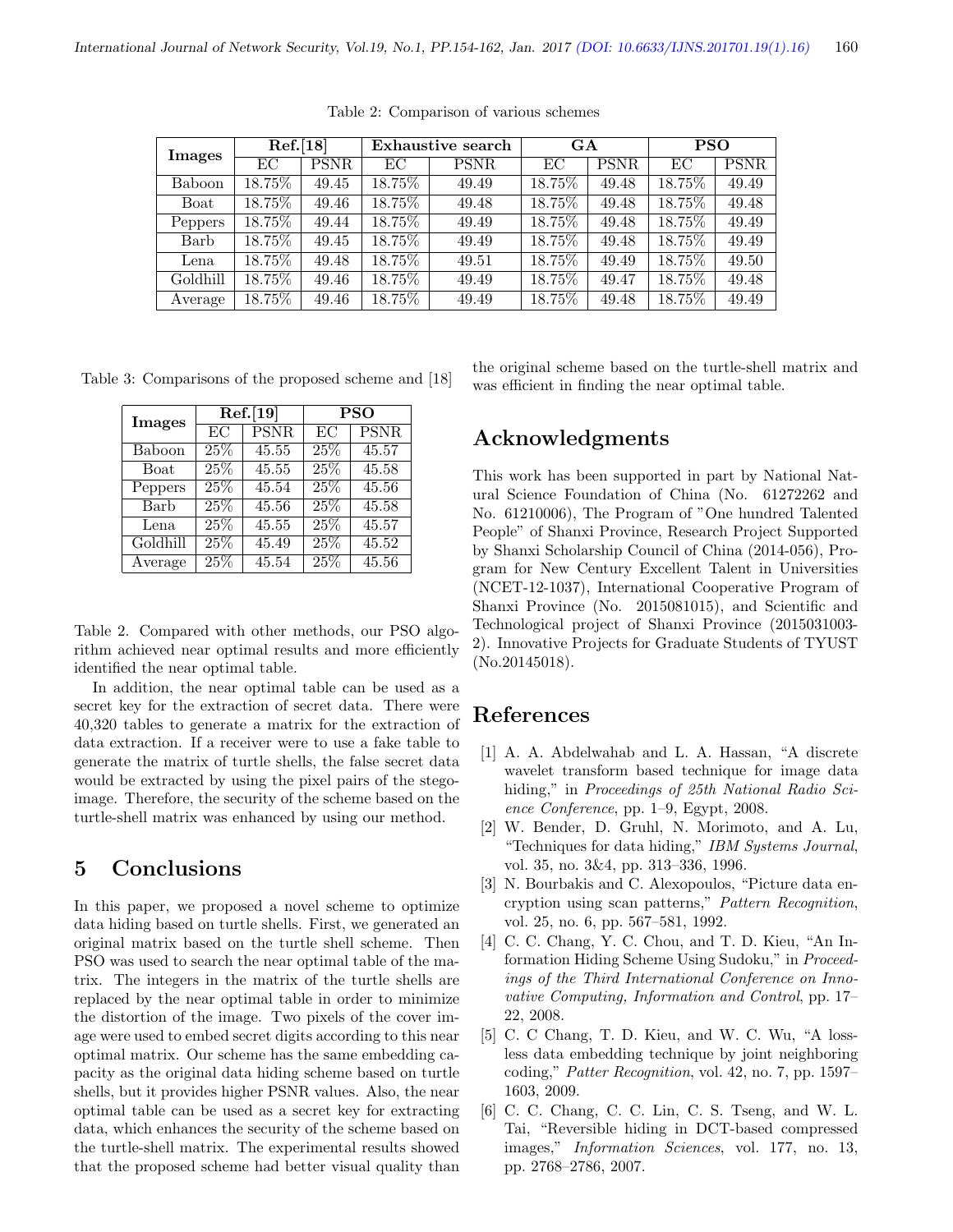Table 2: Comparison of various schemes

| Images | Ref.[18] | | Exhaustive search | | GA | | PSO | |
|---|---|---|---|---|---|---|---|---|
| | EC | PSNR | EC | PSNR | EC | PSNR | EC | PSNR |
| Baboon | 18.75% | 49.45 | 18.75% | 49.49 | 18.75% | 49.48 | 18.75% | 49.49 |
| Boat | 18.75% | 49.46 | 18.75% | 49.48 | 18.75% | 49.48 | 18.75% | 49.48 |
| Peppers | 18.75% | 49.44 | 18.75% | 49.49 | 18.75% | 49.48 | 18.75% | 49.49 |
| Barb | 18.75% | 49.45 | 18.75% | 49.49 | 18.75% | 49.48 | 18.75% | 49.49 |
| Lena | 18.75% | 49.48 | 18.75% | 49.51 | 18.75% | 49.49 | 18.75% | 49.50 |
| Goldhill | 18.75% | 49.46 | 18.75% | 49.49 | 18.75% | 49.47 | 18.75% | 49.48 |
| Average | 18.75% | 49.46 | 18.75% | 49.49 | 18.75% | 49.48 | 18.75% | 49.49 |

Table 3: Comparisons of the proposed scheme and [18]

| Images | Ref.[19] | | PSO | |
|---|---|---|---|---|
| | EC | PSNR | EC | PSNR |
| Baboon | 25% | 45.55 | 25% | 45.57 |
| Boat | 25% | 45.55 | 25% | 45.58 |
| Peppers | 25% | 45.54 | 25% | 45.56 |
| Barb | 25% | 45.56 | 25% | 45.58 |
| Lena | 25% | 45.55 | 25% | 45.57 |
| Goldhill | 25% | 45.49 | 25% | 45.52 |
| Average | 25% | 45.54 | 25% | 45.56 |

Table 2. Compared with other methods, our PSO algorithm achieved near optimal results and more efficiently identified the near optimal table.

In addition, the near optimal table can be used as a secret key for the extraction of secret data. There were 40,320 tables to generate a matrix for the extraction of data extraction. If a receiver were to use a fake table to generate the matrix of turtle shells, the false secret data would be extracted by using the pixel pairs of the stego-image. Therefore, the security of the scheme based on the turtle-shell matrix was enhanced by using our method.

## 5 Conclusions

In this paper, we proposed a novel scheme to optimize data hiding based on turtle shells. First, we generated an original matrix based on the turtle shell scheme. Then PSO was used to search the near optimal table of the matrix. The integers in the matrix of the turtle shells are replaced by the near optimal table in order to minimize the distortion of the image. Two pixels of the cover image were used to embed secret digits according to this near optimal matrix. Our scheme has the same embedding capacity as the original data hiding scheme based on turtle shells, but it provides higher PSNR values. Also, the near optimal table can be used as a secret key for extracting data, which enhances the security of the scheme based on the turtle-shell matrix. The experimental results showed that the proposed scheme had better visual quality than the original scheme based on the turtle-shell matrix and was efficient in finding the near optimal table.

## Acknowledgments

This work has been supported in part by National Natural Science Foundation of China (No. 61272262 and No. 61210006), The Program of "One hundred Talented People" of Shanxi Province, Research Project Supported by Shanxi Scholarship Council of China (2014-056), Program for New Century Excellent Talent in Universities (NCET-12-1037), International Cooperative Program of Shanxi Province (No. 2015081015), and Scientific and Technological project of Shanxi Province (2015031003-2). Innovative Projects for Graduate Students of TYUST (No.20145018).

## References

[1] A. A. Abdelwahab and L. A. Hassan, "A discrete wavelet transform based technique for image data hiding," in *Proceedings of 25th National Radio Science Conference*, pp. 1–9, Egypt, 2008.

[2] W. Bender, D. Gruhl, N. Morimoto, and A. Lu, "Techniques for data hiding," *IBM Systems Journal*, vol. 35, no. 3&4, pp. 313–336, 1996.

[3] N. Bourbakis and C. Alexopoulos, "Picture data encryption using scan patterns," *Pattern Recognition*, vol. 25, no. 6, pp. 567–581, 1992.

[4] C. C. Chang, Y. C. Chou, and T. D. Kieu, "An Information Hiding Scheme Using Sudoku," in *Proceedings of the Third International Conference on Innovative Computing, Information and Control*, pp. 17–22, 2008.

[5] C. C Chang, T. D. Kieu, and W. C. Wu, "A lossless data embedding technique by joint neighboring coding," *Patter Recognition*, vol. 42, no. 7, pp. 1597–1603, 2009.

[6] C. C. Chang, C. C. Lin, C. S. Tseng, and W. L. Tai, "Reversible hiding in DCT-based compressed images," *Information Sciences*, vol. 177, no. 13, pp. 2768–2786, 2007.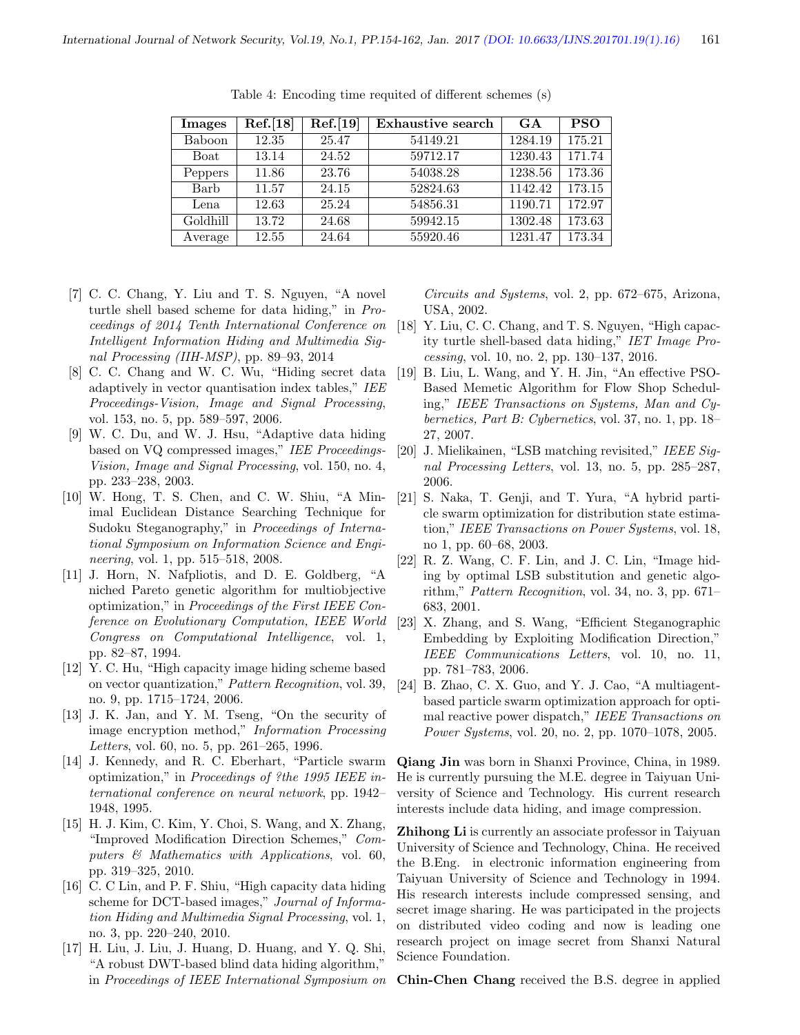Table 4: Encoding time requited of different schemes (s)

| Images | Ref.[18] | Ref.[19] | Exhaustive search | GA | PSO |
|---|---|---|---|---|---|
| Baboon | 12.35 | 25.47 | 54149.21 | 1284.19 | 175.21 |
| Boat | 13.14 | 24.52 | 59712.17 | 1230.43 | 171.74 |
| Peppers | 11.86 | 23.76 | 54038.28 | 1238.56 | 173.36 |
| Barb | 11.57 | 24.15 | 52824.63 | 1142.42 | 173.15 |
| Lena | 12.63 | 25.24 | 54856.31 | 1190.71 | 172.97 |
| Goldhill | 13.72 | 24.68 | 59942.15 | 1302.48 | 173.63 |
| Average | 12.55 | 24.64 | 55920.46 | 1231.47 | 173.34 |

[7] C. C. Chang, Y. Liu and T. S. Nguyen, "A novel turtle shell based scheme for data hiding," in *Proceedings of 2014 Tenth International Conference on Intelligent Information Hiding and Multimedia Signal Processing (IIH-MSP)*, pp. 89–93, 2014

[8] C. C. Chang and W. C. Wu, "Hiding secret data adaptively in vector quantisation index tables," *IEE Proceedings-Vision, Image and Signal Processing*, vol. 153, no. 5, pp. 589–597, 2006.

[9] W. C. Du, and W. J. Hsu, "Adaptive data hiding based on VQ compressed images," *IEE Proceedings-Vision, Image and Signal Processing*, vol. 150, no. 4, pp. 233–238, 2003.

[10] W. Hong, T. S. Chen, and C. W. Shiu, "A Minimal Euclidean Distance Searching Technique for Sudoku Steganography," in *Proceedings of International Symposium on Information Science and Engineering*, vol. 1, pp. 515–518, 2008.

[11] J. Horn, N. Nafpliotis, and D. E. Goldberg, "A niched Pareto genetic algorithm for multiobjective optimization," in *Proceedings of the First IEEE Conference on Evolutionary Computation, IEEE World Congress on Computational Intelligence*, vol. 1, pp. 82–87, 1994.

[12] Y. C. Hu, "High capacity image hiding scheme based on vector quantization," *Pattern Recognition*, vol. 39, no. 9, pp. 1715–1724, 2006.

[13] J. K. Jan, and Y. M. Tseng, "On the security of image encryption method," *Information Processing Letters*, vol. 60, no. 5, pp. 261–265, 1996.

[14] J. Kennedy, and R. C. Eberhart, "Particle swarm optimization," in *Proceedings of ?the 1995 IEEE international conference on neural network*, pp. 1942–1948, 1995.

[15] H. J. Kim, C. Kim, Y. Choi, S. Wang, and X. Zhang, "Improved Modification Direction Schemes," *Computers & Mathematics with Applications*, vol. 60, pp. 319–325, 2010.

[16] C. C Lin, and P. F. Shiu, "High capacity data hiding scheme for DCT-based images," *Journal of Information Hiding and Multimedia Signal Processing*, vol. 1, no. 3, pp. 220–240, 2010.

[17] H. Liu, J. Liu, J. Huang, D. Huang, and Y. Q. Shi, "A robust DWT-based blind data hiding algorithm," in *Proceedings of IEEE International Symposium on Circuits and Systems*, vol. 2, pp. 672–675, Arizona, USA, 2002.

[18] Y. Liu, C. C. Chang, and T. S. Nguyen, "High capacity turtle shell-based data hiding," *IET Image Processing*, vol. 10, no. 2, pp. 130–137, 2016.

[19] B. Liu, L. Wang, and Y. H. Jin, "An effective PSO-Based Memetic Algorithm for Flow Shop Scheduling," *IEEE Transactions on Systems, Man and Cybernetics, Part B: Cybernetics*, vol. 37, no. 1, pp. 18–27, 2007.

[20] J. Mielikainen, "LSB matching revisited," *IEEE Signal Processing Letters*, vol. 13, no. 5, pp. 285–287, 2006.

[21] S. Naka, T. Genji, and T. Yura, "A hybrid particle swarm optimization for distribution state estimation," *IEEE Transactions on Power Systems*, vol. 18, no 1, pp. 60–68, 2003.

[22] R. Z. Wang, C. F. Lin, and J. C. Lin, "Image hiding by optimal LSB substitution and genetic algorithm," *Pattern Recognition*, vol. 34, no. 3, pp. 671–683, 2001.

[23] X. Zhang, and S. Wang, "Efficient Steganographic Embedding by Exploiting Modification Direction," *IEEE Communications Letters*, vol. 10, no. 11, pp. 781–783, 2006.

[24] B. Zhao, C. X. Guo, and Y. J. Cao, "A multiagent-based particle swarm optimization approach for optimal reactive power dispatch," *IEEE Transactions on Power Systems*, vol. 20, no. 2, pp. 1070–1078, 2005.

**Qiang Jin** was born in Shanxi Province, China, in 1989. He is currently pursuing the M.E. degree in Taiyuan University of Science and Technology. His current research interests include data hiding, and image compression.

**Zhihong Li** is currently an associate professor in Taiyuan University of Science and Technology, China. He received the B.Eng. in electronic information engineering from Taiyuan University of Science and Technology in 1994. His research interests include compressed sensing, and secret image sharing. He was participated in the projects on distributed video coding and now is leading one research project on image secret from Shanxi Natural Science Foundation.

**Chin-Chen Chang** received the B.S. degree in applied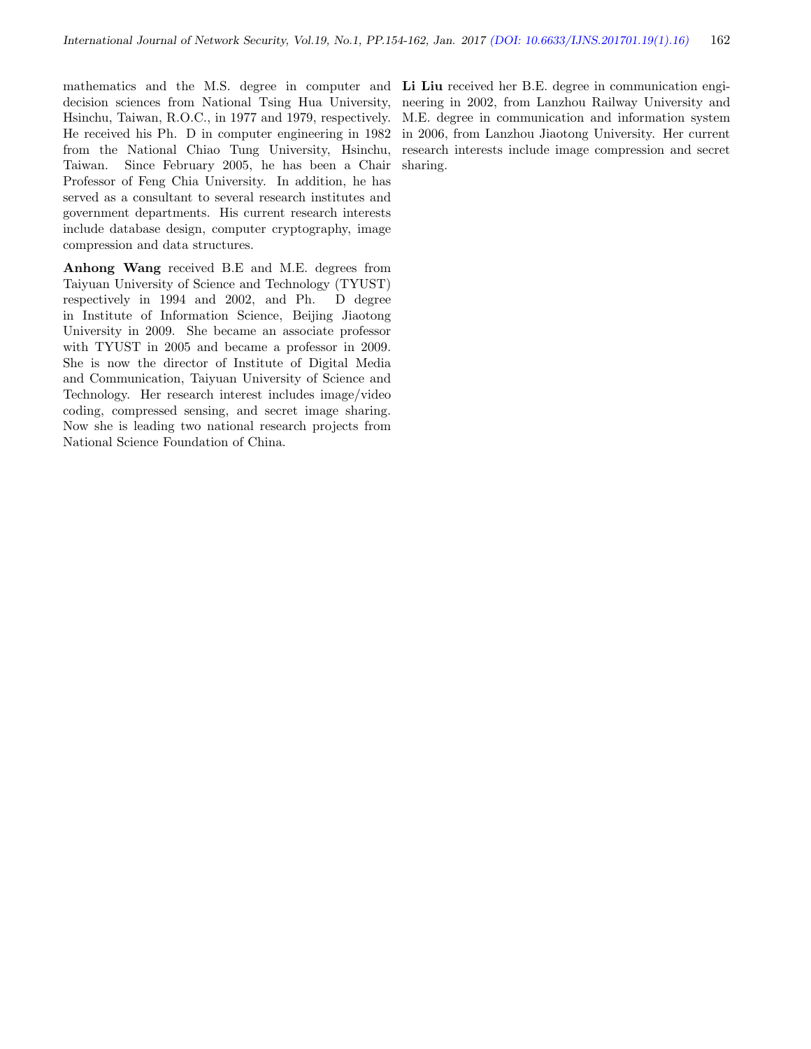mathematics and the M.S. degree in computer and decision sciences from National Tsing Hua University, Hsinchu, Taiwan, R.O.C., in 1977 and 1979, respectively. He received his Ph. D in computer engineering in 1982 from the National Chiao Tung University, Hsinchu, Taiwan. Since February 2005, he has been a Chair Professor of Feng Chia University. In addition, he has served as a consultant to several research institutes and government departments. His current research interests include database design, computer cryptography, image compression and data structures.

**Anhong Wang** received B.E and M.E. degrees from Taiyuan University of Science and Technology (TYUST) respectively in 1994 and 2002, and Ph. D degree in Institute of Information Science, Beijing Jiaotong University in 2009. She became an associate professor with TYUST in 2005 and became a professor in 2009. She is now the director of Institute of Digital Media and Communication, Taiyuan University of Science and Technology. Her research interest includes image/video coding, compressed sensing, and secret image sharing. Now she is leading two national research projects from National Science Foundation of China.

**Li Liu** received her B.E. degree in communication engineering in 2002, from Lanzhou Railway University and M.E. degree in communication and information system in 2006, from Lanzhou Jiaotong University. Her current research interests include image compression and secret sharing.